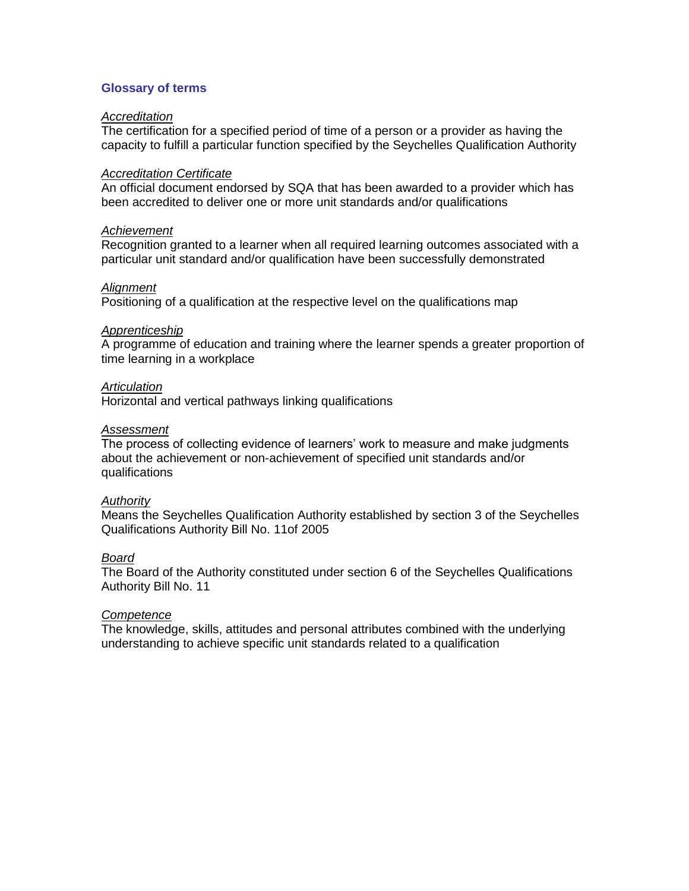## Glossary of terms

*Accreditation*
The certification for a specified period of time of a person or a provider as having the capacity to fulfill a particular function specified by the Seychelles Qualification Authority

*Accreditation Certificate*
An official document endorsed by SQA that has been awarded to a provider which has been accredited to deliver one or more unit standards and/or qualifications

*Achievement*
Recognition granted to a learner when all required learning outcomes associated with a particular unit standard and/or qualification have been successfully demonstrated

*Alignment*
Positioning of a qualification at the respective level on the qualifications map

*Apprenticeship*
A programme of education and training where the learner spends a greater proportion of time learning in a workplace

*Articulation*
Horizontal and vertical pathways linking qualifications

*Assessment*
The process of collecting evidence of learners' work to measure and make judgments about the achievement or non-achievement of specified unit standards and/or qualifications

*Authority*
Means the Seychelles Qualification Authority established by section 3 of the Seychelles Qualifications Authority Bill No. 11of 2005

*Board*
The Board of the Authority constituted under section 6 of the Seychelles Qualifications Authority Bill No. 11

*Competence*
The knowledge, skills, attitudes and personal attributes combined with the underlying understanding to achieve specific unit standards related to a qualification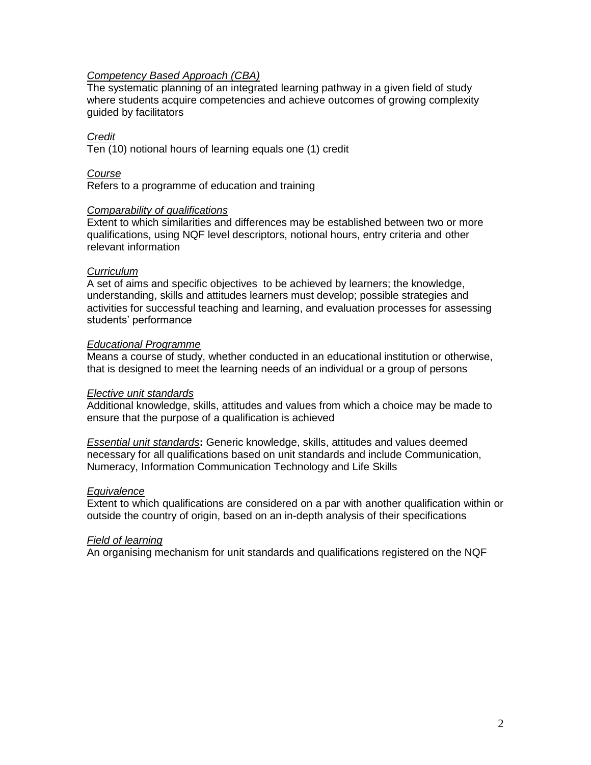*Competency Based Approach (CBA)*
The systematic planning of an integrated learning pathway in a given field of study where students acquire competencies and achieve outcomes of growing complexity guided by facilitators

*Credit*
Ten (10) notional hours of learning equals one (1) credit

*Course*
Refers to a programme of education and training

*Comparability of qualifications*
Extent to which similarities and differences may be established between two or more qualifications, using NQF level descriptors, notional hours, entry criteria and other relevant information

*Curriculum*
A set of aims and specific objectives to be achieved by learners; the knowledge, understanding, skills and attitudes learners must develop; possible strategies and activities for successful teaching and learning, and evaluation processes for assessing students' performance

*Educational Programme*
Means a course of study, whether conducted in an educational institution or otherwise, that is designed to meet the learning needs of an individual or a group of persons

*Elective unit standards*
Additional knowledge, skills, attitudes and values from which a choice may be made to ensure that the purpose of a qualification is achieved

*Essential unit standards*: Generic knowledge, skills, attitudes and values deemed necessary for all qualifications based on unit standards and include Communication, Numeracy, Information Communication Technology and Life Skills

*Equivalence*
Extent to which qualifications are considered on a par with another qualification within or outside the country of origin, based on an in-depth analysis of their specifications

*Field of learning*
An organising mechanism for unit standards and qualifications registered on the NQF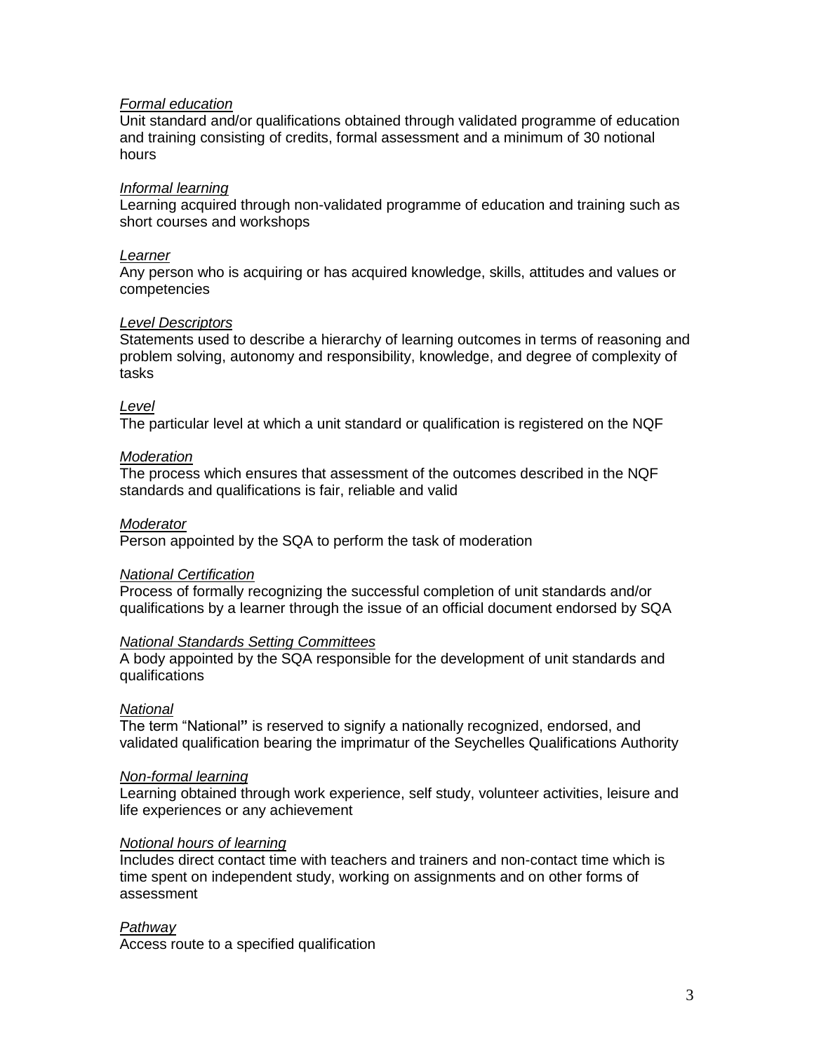*Formal education*
Unit standard and/or qualifications obtained through validated programme of education and training consisting of credits, formal assessment and a minimum of 30 notional hours

*Informal learning*
Learning acquired through non-validated programme of education and training such as short courses and workshops

*Learner*
Any person who is acquiring or has acquired knowledge, skills, attitudes and values or competencies

*Level Descriptors*
Statements used to describe a hierarchy of learning outcomes in terms of reasoning and problem solving, autonomy and responsibility, knowledge, and degree of complexity of tasks

*Level*
The particular level at which a unit standard or qualification is registered on the NQF

*Moderation*
The process which ensures that assessment of the outcomes described in the NQF standards and qualifications is fair, reliable and valid

*Moderator*
Person appointed by the SQA to perform the task of moderation

*National Certification*
Process of formally recognizing the successful completion of unit standards and/or qualifications by a learner through the issue of an official document endorsed by SQA

*National Standards Setting Committees*
A body appointed by the SQA responsible for the development of unit standards and qualifications

*National*
The term "National**"** is reserved to signify a nationally recognized, endorsed, and validated qualification bearing the imprimatur of the Seychelles Qualifications Authority

*Non-formal learning*
Learning obtained through work experience, self study, volunteer activities, leisure and life experiences or any achievement

*Notional hours of learning*
Includes direct contact time with teachers and trainers and non-contact time which is time spent on independent study, working on assignments and on other forms of assessment

*Pathway*
Access route to a specified qualification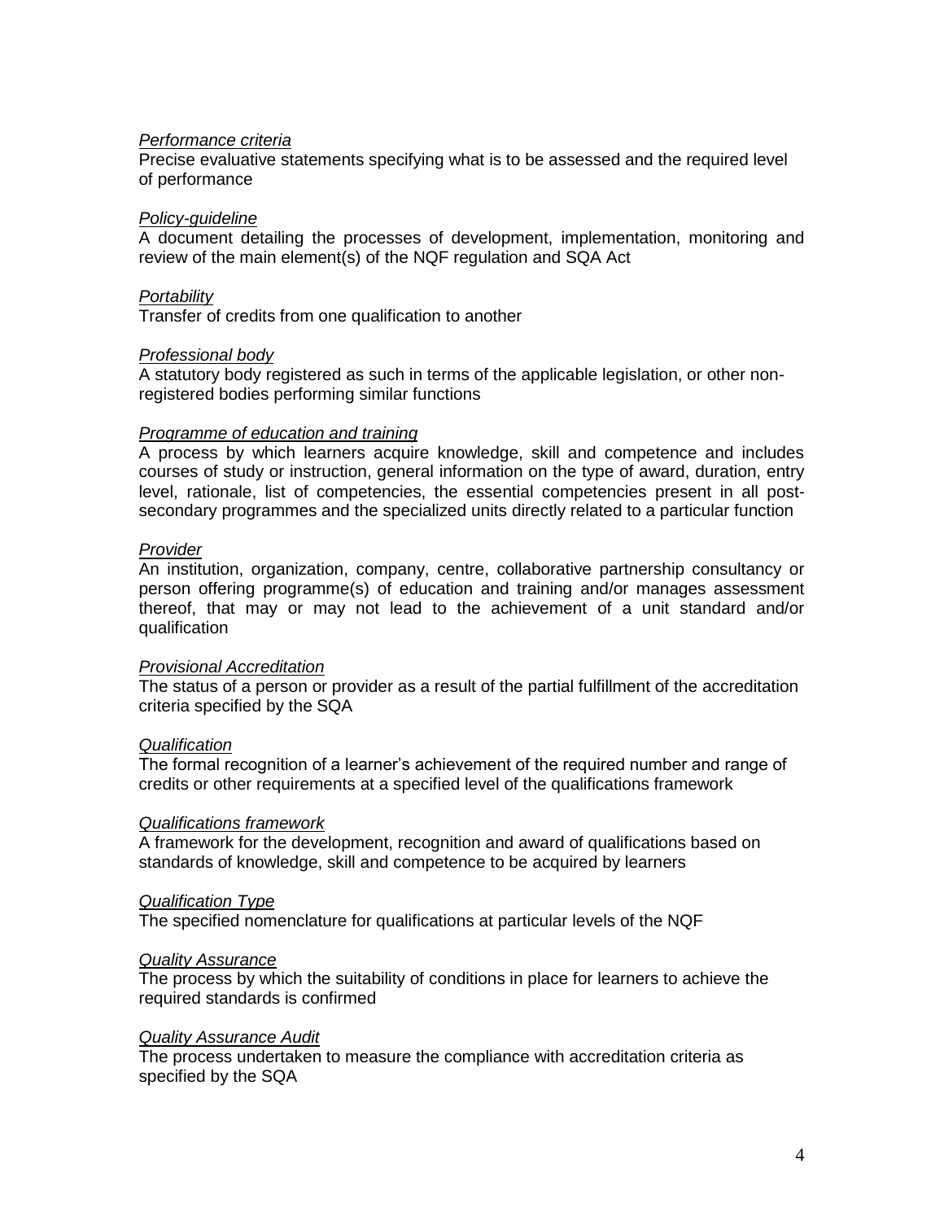*Performance criteria*
Precise evaluative statements specifying what is to be assessed and the required level of performance

*Policy-guideline*
A document detailing the processes of development, implementation, monitoring and review of the main element(s) of the NQF regulation and SQA Act

*Portability*
Transfer of credits from one qualification to another

*Professional body*
A statutory body registered as such in terms of the applicable legislation, or other non-registered bodies performing similar functions

*Programme of education and training*
A process by which learners acquire knowledge, skill and competence and includes courses of study or instruction, general information on the type of award, duration, entry level, rationale, list of competencies, the essential competencies present in all post-secondary programmes and the specialized units directly related to a particular function

*Provider*
An institution, organization, company, centre, collaborative partnership consultancy or person offering programme(s) of education and training and/or manages assessment thereof, that may or may not lead to the achievement of a unit standard and/or qualification

*Provisional Accreditation*
The status of a person or provider as a result of the partial fulfillment of the accreditation criteria specified by the SQA

*Qualification*
The formal recognition of a learner's achievement of the required number and range of credits or other requirements at a specified level of the qualifications framework

*Qualifications framework*
A framework for the development, recognition and award of qualifications based on standards of knowledge, skill and competence to be acquired by learners

*Qualification Type*
The specified nomenclature for qualifications at particular levels of the NQF

*Quality Assurance*
The process by which the suitability of conditions in place for learners to achieve the required standards is confirmed

*Quality Assurance Audit*
The process undertaken to measure the compliance with accreditation criteria as specified by the SQA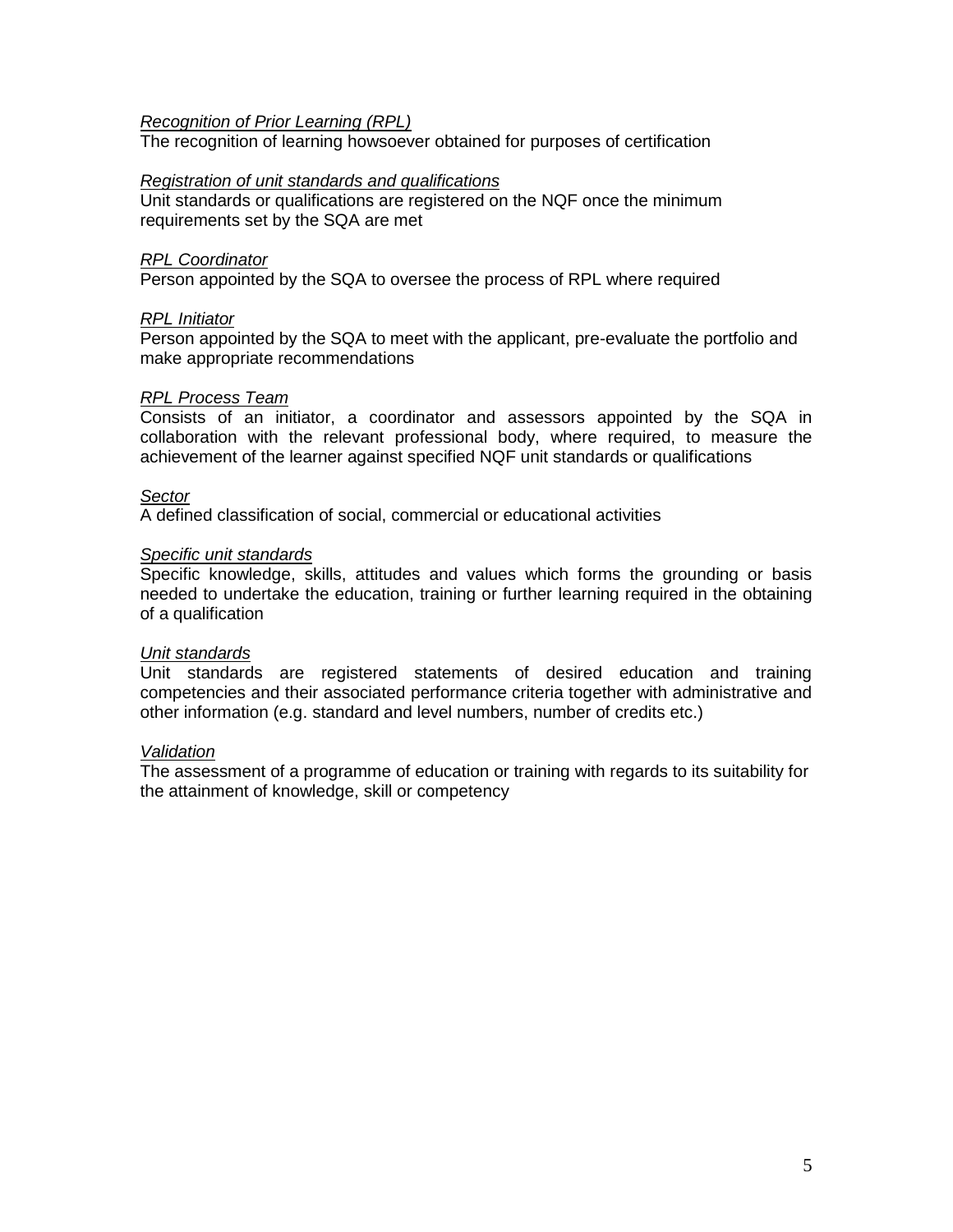*Recognition of Prior Learning (RPL)*
The recognition of learning howsoever obtained for purposes of certification

*Registration of unit standards and qualifications*
Unit standards or qualifications are registered on the NQF once the minimum requirements set by the SQA are met

*RPL Coordinator*
Person appointed by the SQA to oversee the process of RPL where required

*RPL Initiator*
Person appointed by the SQA to meet with the applicant, pre-evaluate the portfolio and make appropriate recommendations

*RPL Process Team*
Consists of an initiator, a coordinator and assessors appointed by the SQA in collaboration with the relevant professional body, where required, to measure the achievement of the learner against specified NQF unit standards or qualifications

*Sector*
A defined classification of social, commercial or educational activities

*Specific unit standards*
Specific knowledge, skills, attitudes and values which forms the grounding or basis needed to undertake the education, training or further learning required in the obtaining of a qualification

*Unit standards*
Unit standards are registered statements of desired education and training competencies and their associated performance criteria together with administrative and other information (e.g. standard and level numbers, number of credits etc.)

*Validation*
The assessment of a programme of education or training with regards to its suitability for the attainment of knowledge, skill or competency